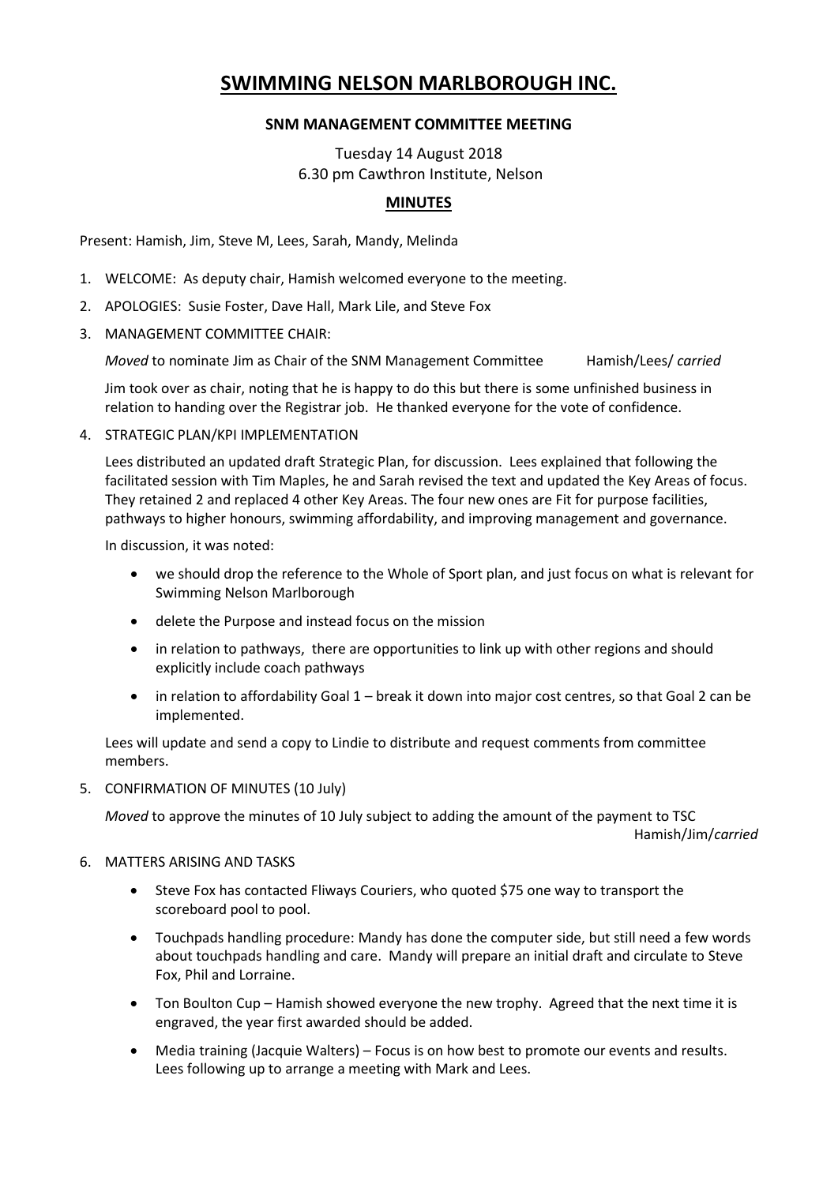# SWIMMING NELSON MARLBOROUGH INC.

**SNM MANAGEMENT COMMITTEE MEETING**

Tuesday 14 August 2018
6.30 pm Cawthron Institute, Nelson

## MINUTES

Present: Hamish, Jim, Steve M, Lees, Sarah, Mandy, Melinda

1. WELCOME: As deputy chair, Hamish welcomed everyone to the meeting.
2. APOLOGIES: Susie Foster, Dave Hall, Mark Lile, and Steve Fox
3. MANAGEMENT COMMITTEE CHAIR:

   *Moved* to nominate Jim as Chair of the SNM Management Committee Hamish/Lees/ *carried*

   Jim took over as chair, noting that he is happy to do this but there is some unfinished business in relation to handing over the Registrar job. He thanked everyone for the vote of confidence.

4. STRATEGIC PLAN/KPI IMPLEMENTATION

   Lees distributed an updated draft Strategic Plan, for discussion. Lees explained that following the facilitated session with Tim Maples, he and Sarah revised the text and updated the Key Areas of focus. They retained 2 and replaced 4 other Key Areas. The four new ones are Fit for purpose facilities, pathways to higher honours, swimming affordability, and improving management and governance.

   In discussion, it was noted:

   - we should drop the reference to the Whole of Sport plan, and just focus on what is relevant for Swimming Nelson Marlborough
   - delete the Purpose and instead focus on the mission
   - in relation to pathways, there are opportunities to link up with other regions and should explicitly include coach pathways
   - in relation to affordability Goal 1 – break it down into major cost centres, so that Goal 2 can be implemented.

   Lees will update and send a copy to Lindie to distribute and request comments from committee members.

5. CONFIRMATION OF MINUTES (10 July)

   *Moved* to approve the minutes of 10 July subject to adding the amount of the payment to TSC Hamish/Jim/*carried*

6. MATTERS ARISING AND TASKS

   - Steve Fox has contacted Fliways Couriers, who quoted $75 one way to transport the scoreboard pool to pool.
   - Touchpads handling procedure: Mandy has done the computer side, but still need a few words about touchpads handling and care. Mandy will prepare an initial draft and circulate to Steve Fox, Phil and Lorraine.
   - Ton Boulton Cup – Hamish showed everyone the new trophy. Agreed that the next time it is engraved, the year first awarded should be added.
   - Media training (Jacquie Walters) – Focus is on how best to promote our events and results. Lees following up to arrange a meeting with Mark and Lees.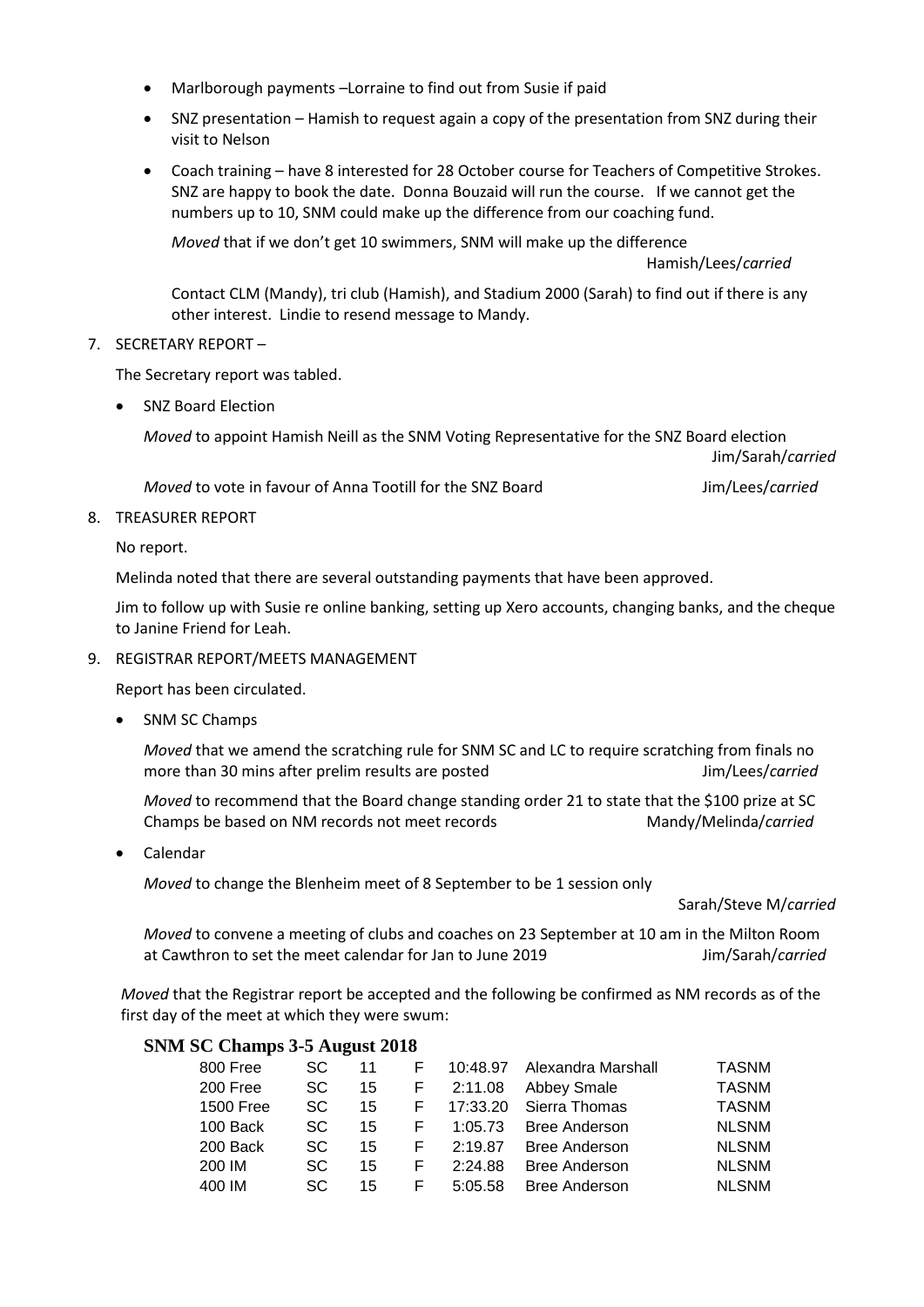- Marlborough payments –Lorraine to find out from Susie if paid
- SNZ presentation – Hamish to request again a copy of the presentation from SNZ during their visit to Nelson
- Coach training – have 8 interested for 28 October course for Teachers of Competitive Strokes. SNZ are happy to book the date. Donna Bouzaid will run the course. If we cannot get the numbers up to 10, SNM could make up the difference from our coaching fund.

  *Moved* that if we don't get 10 swimmers, SNM will make up the difference
  Hamish/Lees/*carried*

  Contact CLM (Mandy), tri club (Hamish), and Stadium 2000 (Sarah) to find out if there is any other interest. Lindie to resend message to Mandy.

7. SECRETARY REPORT –

   The Secretary report was tabled.

   - SNZ Board Election

     *Moved* to appoint Hamish Neill as the SNM Voting Representative for the SNZ Board election
     Jim/Sarah/*carried*

     *Moved* to vote in favour of Anna Tootill for the SNZ Board Jim/Lees/*carried*

8. TREASURER REPORT

   No report.

   Melinda noted that there are several outstanding payments that have been approved.

   Jim to follow up with Susie re online banking, setting up Xero accounts, changing banks, and the cheque to Janine Friend for Leah.

9. REGISTRAR REPORT/MEETS MANAGEMENT

   Report has been circulated.

   - SNM SC Champs

     *Moved* that we amend the scratching rule for SNM SC and LC to require scratching from finals no more than 30 mins after prelim results are posted Jim/Lees/*carried*

     *Moved* to recommend that the Board change standing order 21 to state that the $100 prize at SC Champs be based on NM records not meet records Mandy/Melinda/*carried*

   - Calendar

     *Moved* to change the Blenheim meet of 8 September to be 1 session only
     Sarah/Steve M/*carried*

     *Moved* to convene a meeting of clubs and coaches on 23 September at 10 am in the Milton Room at Cawthron to set the meet calendar for Jan to June 2019 Jim/Sarah/*carried*

   *Moved* that the Registrar report be accepted and the following be confirmed as NM records as of the first day of the meet at which they were swum:

**SNM SC Champs 3-5 August 2018**

| Event | Course | Age | Sex | Time | Name | Club |
|---|---|---|---|---|---|---|
| 800 Free | SC | 11 | F | 10:48.97 | Alexandra Marshall | TASNM |
| 200 Free | SC | 15 | F | 2:11.08 | Abbey Smale | TASNM |
| 1500 Free | SC | 15 | F | 17:33.20 | Sierra Thomas | TASNM |
| 100 Back | SC | 15 | F | 1:05.73 | Bree Anderson | NLSNM |
| 200 Back | SC | 15 | F | 2:19.87 | Bree Anderson | NLSNM |
| 200 IM | SC | 15 | F | 2:24.88 | Bree Anderson | NLSNM |
| 400 IM | SC | 15 | F | 5:05.58 | Bree Anderson | NLSNM |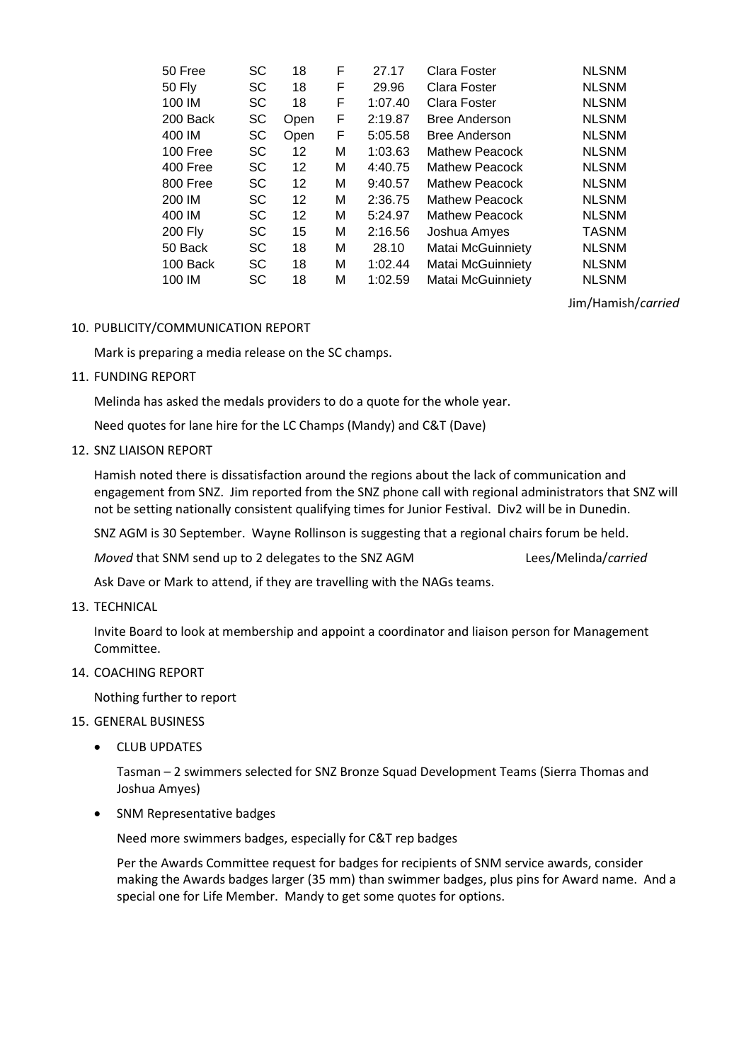| | | | | | | |
|---|---|---|---|---|---|---|
| 50 Free | SC | 18 | F | 27.17 | Clara Foster | NLSNM |
| 50 Fly | SC | 18 | F | 29.96 | Clara Foster | NLSNM |
| 100 IM | SC | 18 | F | 1:07.40 | Clara Foster | NLSNM |
| 200 Back | SC | Open | F | 2:19.87 | Bree Anderson | NLSNM |
| 400 IM | SC | Open | F | 5:05.58 | Bree Anderson | NLSNM |
| 100 Free | SC | 12 | M | 1:03.63 | Mathew Peacock | NLSNM |
| 400 Free | SC | 12 | M | 4:40.75 | Mathew Peacock | NLSNM |
| 800 Free | SC | 12 | M | 9:40.57 | Mathew Peacock | NLSNM |
| 200 IM | SC | 12 | M | 2:36.75 | Mathew Peacock | NLSNM |
| 400 IM | SC | 12 | M | 5:24.97 | Mathew Peacock | NLSNM |
| 200 Fly | SC | 15 | M | 2:16.56 | Joshua Amyes | TASNM |
| 50 Back | SC | 18 | M | 28.10 | Matai McGuinniety | NLSNM |
| 100 Back | SC | 18 | M | 1:02.44 | Matai McGuinniety | NLSNM |
| 100 IM | SC | 18 | M | 1:02.59 | Matai McGuinniety | NLSNM |

Jim/Hamish/*carried*

10. PUBLICITY/COMMUNICATION REPORT

    Mark is preparing a media release on the SC champs.

11. FUNDING REPORT

    Melinda has asked the medals providers to do a quote for the whole year.

    Need quotes for lane hire for the LC Champs (Mandy) and C&T (Dave)

12. SNZ LIAISON REPORT

    Hamish noted there is dissatisfaction around the regions about the lack of communication and engagement from SNZ. Jim reported from the SNZ phone call with regional administrators that SNZ will not be setting nationally consistent qualifying times for Junior Festival. Div2 will be in Dunedin.

    SNZ AGM is 30 September. Wayne Rollinson is suggesting that a regional chairs forum be held.

    *Moved* that SNM send up to 2 delegates to the SNZ AGM Lees/Melinda/*carried*

    Ask Dave or Mark to attend, if they are travelling with the NAGs teams.

13. TECHNICAL

    Invite Board to look at membership and appoint a coordinator and liaison person for Management Committee.

14. COACHING REPORT

    Nothing further to report

15. GENERAL BUSINESS

    - CLUB UPDATES

      Tasman – 2 swimmers selected for SNZ Bronze Squad Development Teams (Sierra Thomas and Joshua Amyes)

    - SNM Representative badges

      Need more swimmers badges, especially for C&T rep badges

      Per the Awards Committee request for badges for recipients of SNM service awards, consider making the Awards badges larger (35 mm) than swimmer badges, plus pins for Award name. And a special one for Life Member. Mandy to get some quotes for options.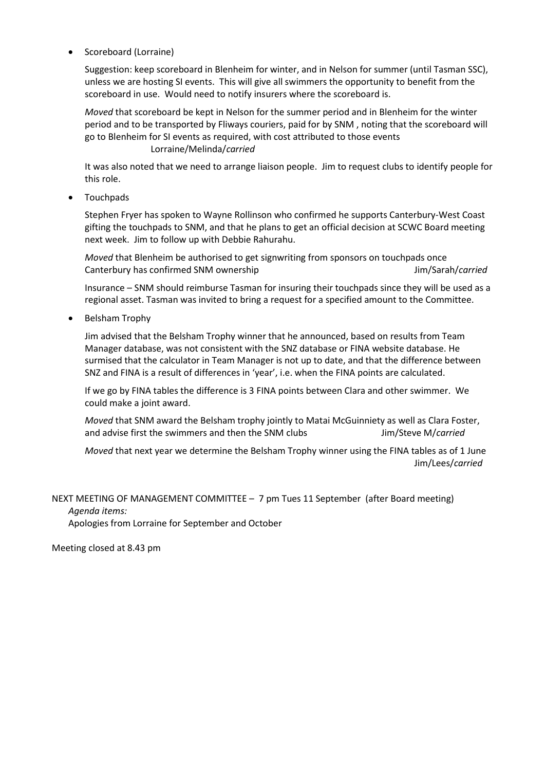- Scoreboard (Lorraine)

  Suggestion: keep scoreboard in Blenheim for winter, and in Nelson for summer (until Tasman SSC), unless we are hosting SI events. This will give all swimmers the opportunity to benefit from the scoreboard in use. Would need to notify insurers where the scoreboard is.

  *Moved* that scoreboard be kept in Nelson for the summer period and in Blenheim for the winter period and to be transported by Fliways couriers, paid for by SNM , noting that the scoreboard will go to Blenheim for SI events as required, with cost attributed to those events
  Lorraine/Melinda/*carried*

  It was also noted that we need to arrange liaison people. Jim to request clubs to identify people for this role.

- Touchpads

  Stephen Fryer has spoken to Wayne Rollinson who confirmed he supports Canterbury-West Coast gifting the touchpads to SNM, and that he plans to get an official decision at SCWC Board meeting next week. Jim to follow up with Debbie Rahurahu.

  *Moved* that Blenheim be authorised to get signwriting from sponsors on touchpads once Canterbury has confirmed SNM ownership Jim/Sarah/*carried*

  Insurance – SNM should reimburse Tasman for insuring their touchpads since they will be used as a regional asset. Tasman was invited to bring a request for a specified amount to the Committee.

- Belsham Trophy

  Jim advised that the Belsham Trophy winner that he announced, based on results from Team Manager database, was not consistent with the SNZ database or FINA website database. He surmised that the calculator in Team Manager is not up to date, and that the difference between SNZ and FINA is a result of differences in 'year', i.e. when the FINA points are calculated.

  If we go by FINA tables the difference is 3 FINA points between Clara and other swimmer. We could make a joint award.

  *Moved* that SNM award the Belsham trophy jointly to Matai McGuinniety as well as Clara Foster, and advise first the swimmers and then the SNM clubs Jim/Steve M/*carried*

  *Moved* that next year we determine the Belsham Trophy winner using the FINA tables as of 1 June Jim/Lees/*carried*

NEXT MEETING OF MANAGEMENT COMMITTEE – 7 pm Tues 11 September (after Board meeting)
*Agenda items:*
Apologies from Lorraine for September and October

Meeting closed at 8.43 pm